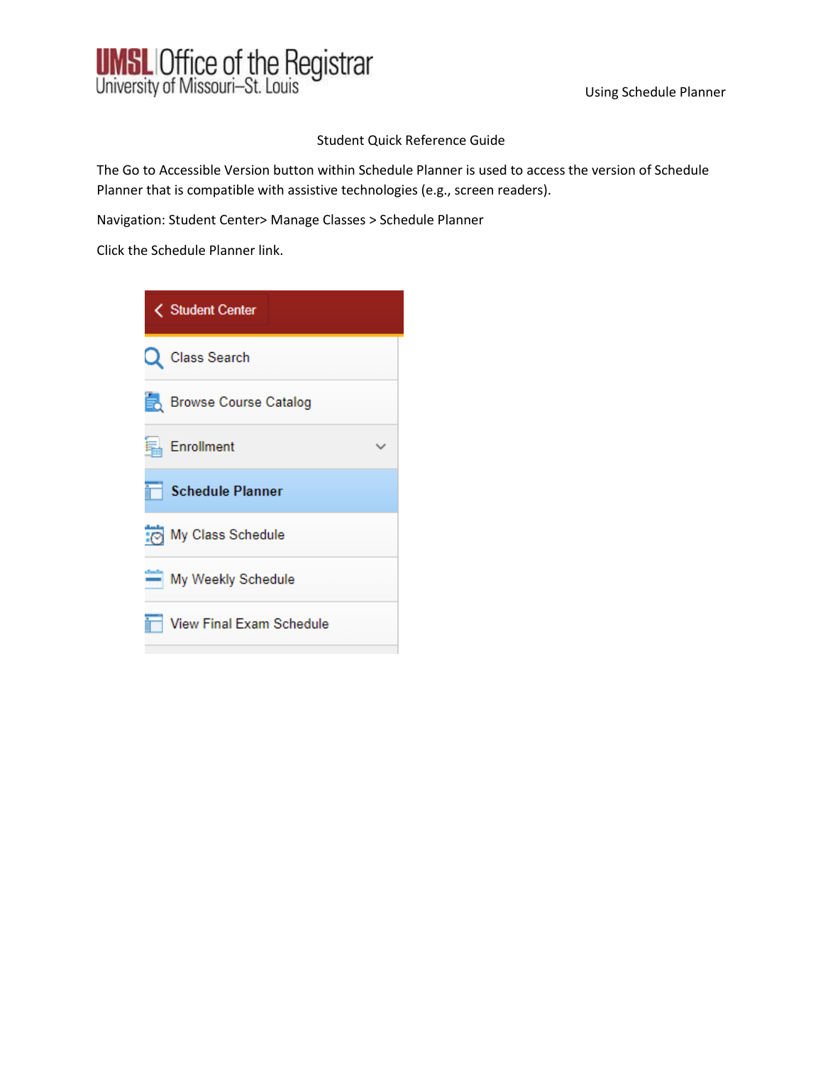Using Schedule Planner

Student Quick Reference Guide

The Go to Accessible Version button within Schedule Planner is used to access the version of Schedule Planner that is compatible with assistive technologies (e.g., screen readers).

Navigation: Student Center> Manage Classes > Schedule Planner

Click the Schedule Planner link.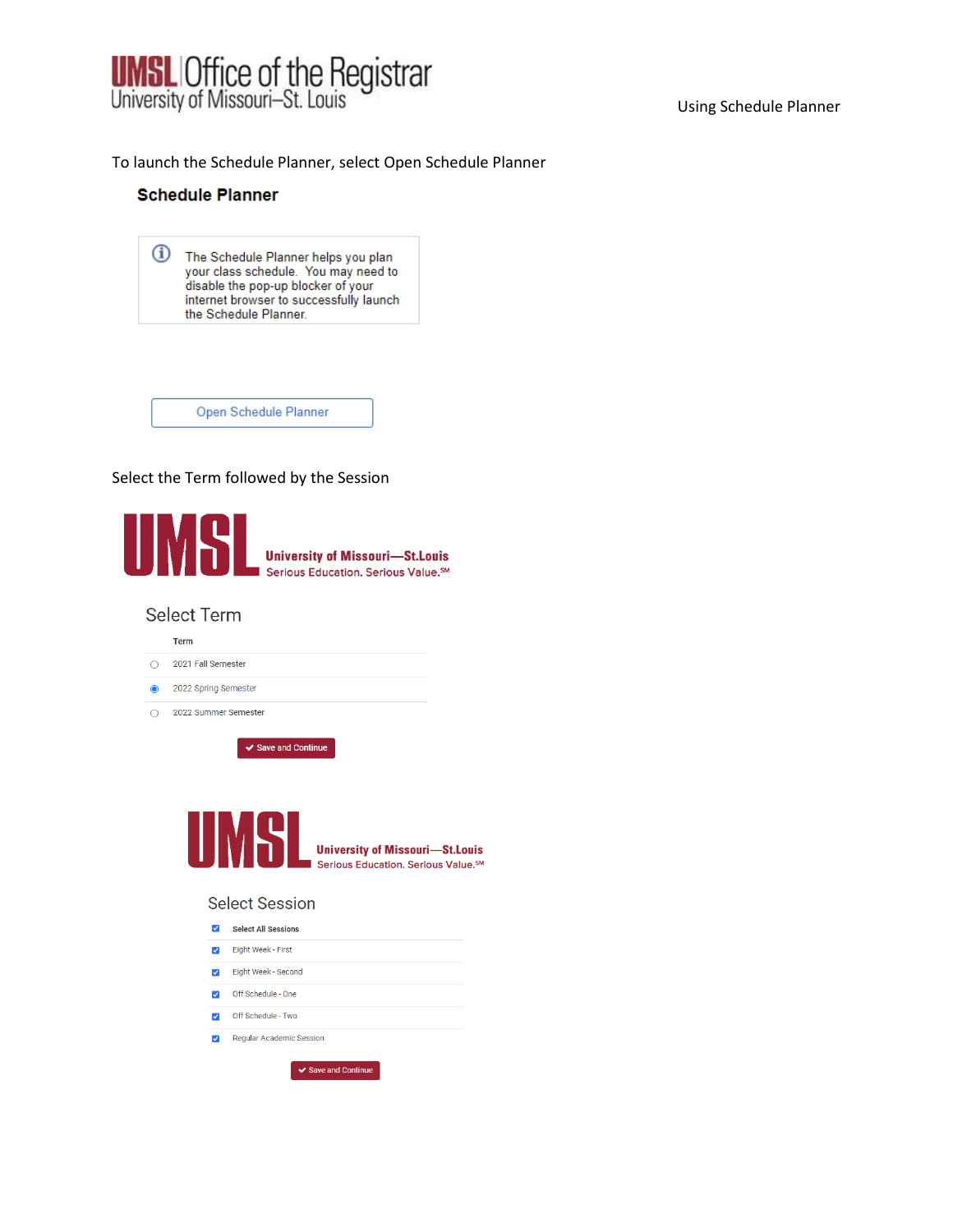To launch the Schedule Planner, select Open Schedule Planner

**Schedule Planner**

The Schedule Planner helps you plan your class schedule. You may need to disable the pop-up blocker of your internet browser to successfully launch the Schedule Planner.

Open Schedule Planner

Select the Term followed by the Session

UMSL University of Missouri—St.Louis
Serious Education. Serious Value.SM

Select Term

| | Term |
|---|---|
| ○ | 2021 Fall Semester |
| ● | 2022 Spring Semester |
| ○ | 2022 Summer Semester |

✔ Save and Continue

UMSL University of Missouri—St.Louis
Serious Education. Serious Value.SM

Select Session

| | Select All Sessions |
|---|---|
| ☑ | Eight Week - First |
| ☑ | Eight Week - Second |
| ☑ | Off Schedule - One |
| ☑ | Off Schedule - Two |
| ☑ | Regular Academic Session |

✔ Save and Continue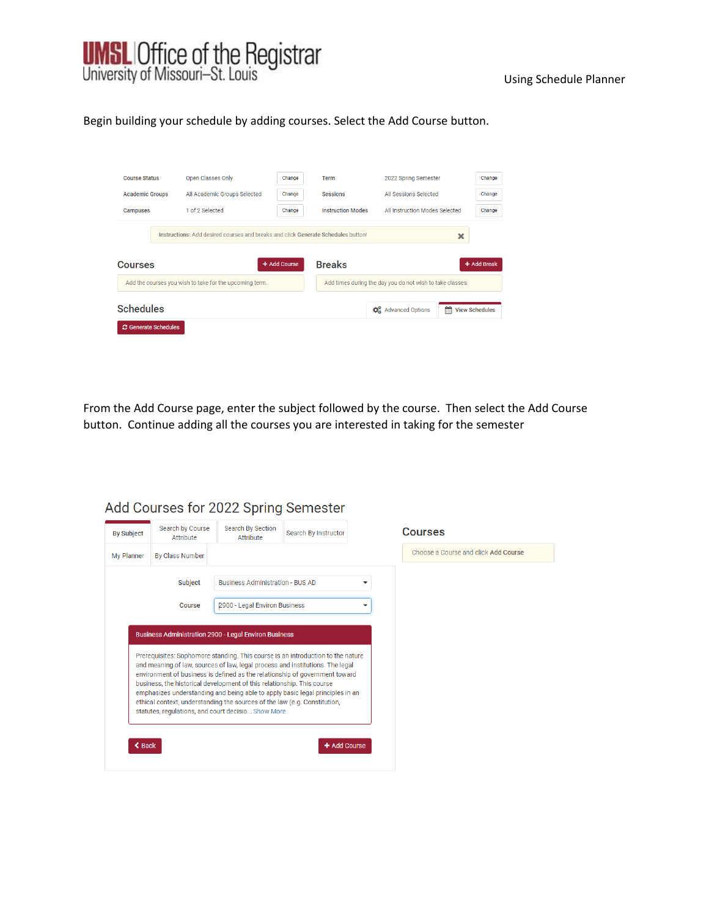Begin building your schedule by adding courses. Select the Add Course button.

| Course Status | Open Classes Only | Change | Term | 2022 Spring Semester | Change |
| --- | --- | --- | --- | --- | --- |
| Academic Groups | All Academic Groups Selected | Change | Sessions | All Sessions Selected | Change |
| Campuses | 1 of 2 Selected | Change | Instruction Modes | All Instruction Modes Selected | Change |

Instructions: Add desired courses and breaks and click Generate Schedules button!

**Courses** + Add Course

Add the courses you wish to take for the upcoming term.

**Breaks** + Add Break

Add times during the day you do not wish to take classes.

**Schedules** Advanced Options | View Schedules

Generate Schedules

From the Add Course page, enter the subject followed by the course. Then select the Add Course button. Continue adding all the courses you are interested in taking for the semester

## Add Courses for 2022 Spring Semester

By Subject | Search by Course Attribute | Search By Section Attribute | Search By Instructor | My Planner | By Class Number

Subject: Business Administration - BUS AD

Course: 2900 - Legal Environ Business

**Business Administration 2900 - Legal Environ Business**

Prerequisites: Sophomore standing. This course is an introduction to the nature and meaning of law, sources of law, legal process and institutions. The legal environment of business is defined as the relationship of government toward business, the historical development of this relationship. This course emphasizes understanding and being able to apply basic legal principles in an ethical context, understanding the sources of the law (e.g. Constitution, statutes, regulations, and court decisio... Show More

Back | + Add Course

**Courses**

Choose a Course and click **Add Course**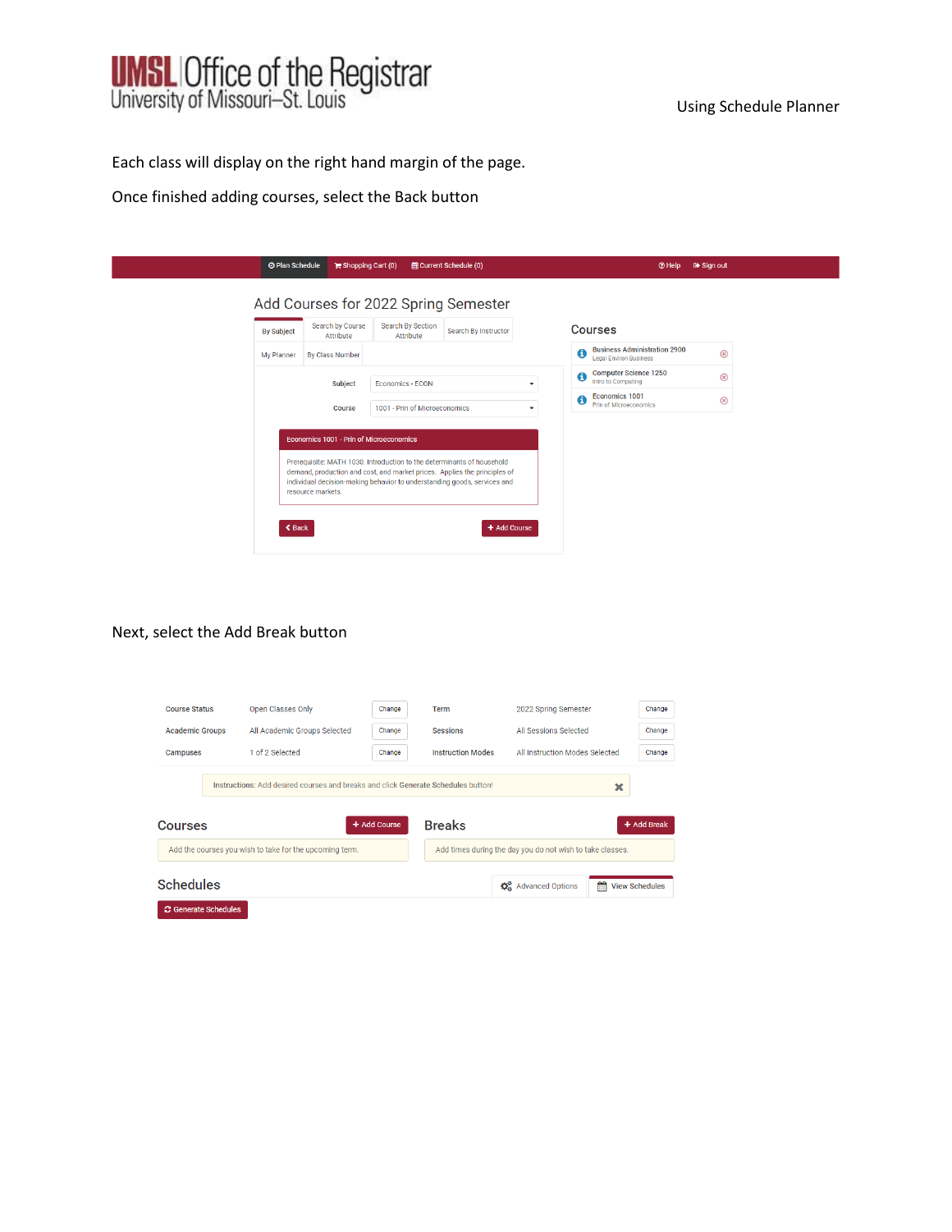Each class will display on the right hand margin of the page.

Once finished adding courses, select the Back button

Plan Schedule | Shopping Cart (0) | Current Schedule (0) | Help | Sign out

Add Courses for 2022 Spring Semester

By Subject | Search by Course Attribute | Search By Section Attribute | Search By Instructor

My Planner | By Class Number

Subject: Economics - ECON

Course: 1001 - Prin of Microeconomics

Economics 1001 - Prin of Microeconomics

Prerequisite: MATH 1030. Introduction to the determinants of household demand, production and cost, and market prices. Applies the principles of individual decision-making behavior to understanding goods, services and resource markets.

Back | Add Course

Courses

- Business Administration 2900 — Legal Environ Business
- Computer Science 1250 — Intro to Computing
- Economics 1001 — Prin of Microeconomics

Next, select the Add Break button

| | | | | | |
|---|---|---|---|---|---|
| Course Status | Open Classes Only | Change | Term | 2022 Spring Semester | Change |
| Academic Groups | All Academic Groups Selected | Change | Sessions | All Sessions Selected | Change |
| Campuses | 1 of 2 Selected | Change | Instruction Modes | All Instruction Modes Selected | Change |

Instructions: Add desired courses and breaks and click **Generate Schedules** button!

Courses — Add Course

Add the courses you wish to take for the upcoming term.

Breaks — Add Break

Add times during the day you do not wish to take classes.

Schedules — Advanced Options | View Schedules

Generate Schedules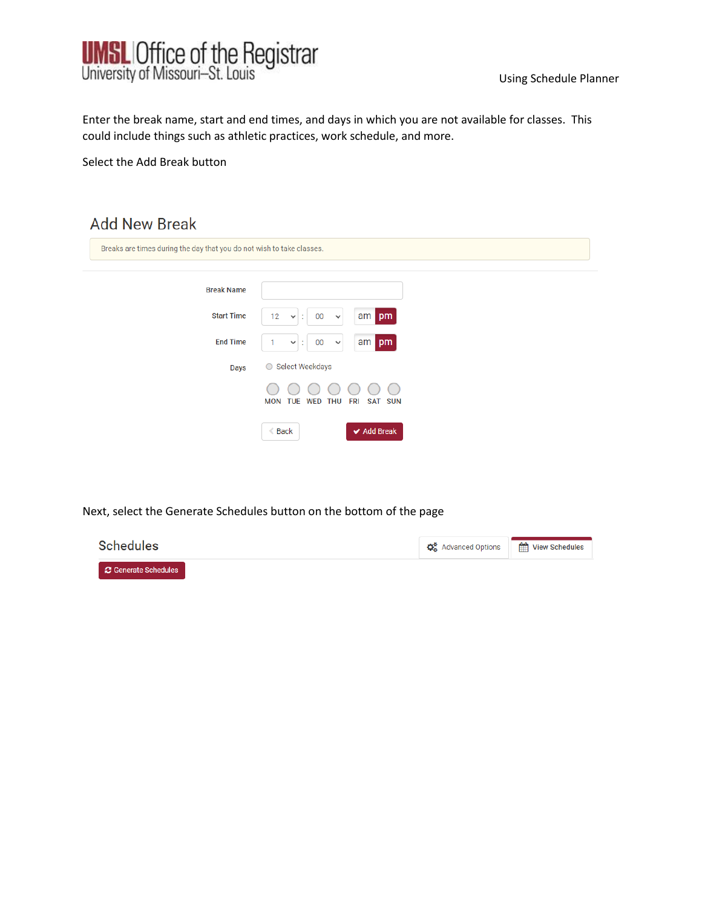Enter the break name, start and end times, and days in which you are not available for classes. This could include things such as athletic practices, work schedule, and more.

Select the Add Break button

## Add New Break

Breaks are times during the day that you do not wish to take classes.

Break Name

Start Time 12 : 00 am pm

End Time 1 : 00 am pm

Days Select Weekdays

MON TUE WED THU FRI SAT SUN

Back Add Break

Next, select the Generate Schedules button on the bottom of the page

## Schedules

Advanced Options View Schedules

Generate Schedules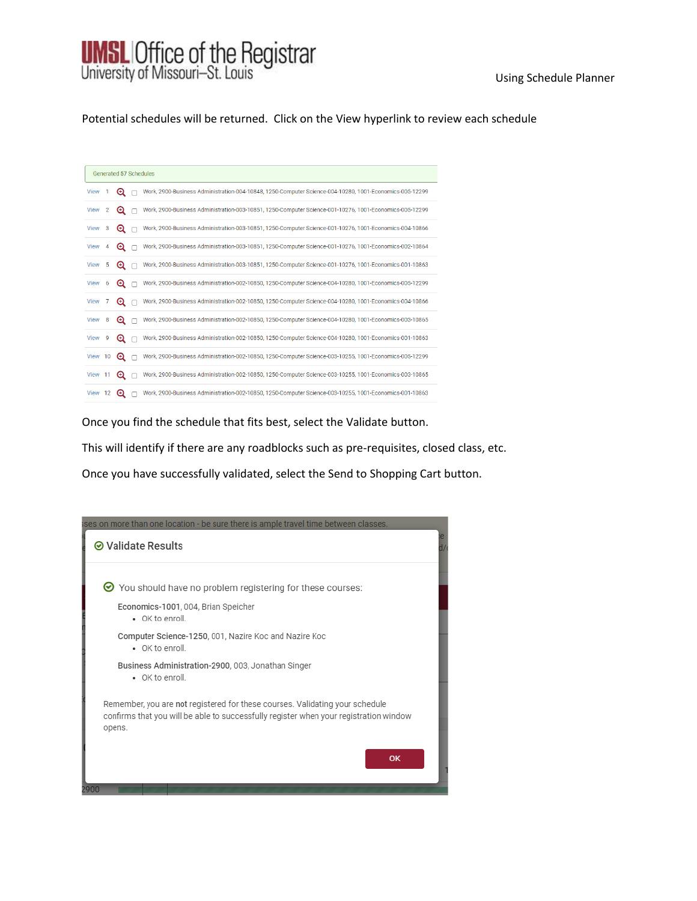Potential schedules will be returned. Click on the View hyperlink to review each schedule

Generated 57 Schedules

| | | |
|---|---|---|
| View | 1 | Work, 2900-Business Administration-004-10848, 1250-Computer Science-004-10280, 1001-Economics-005-12299 |
| View | 2 | Work, 2900-Business Administration-003-10851, 1250-Computer Science-001-10276, 1001-Economics-005-12299 |
| View | 3 | Work, 2900-Business Administration-003-10851, 1250-Computer Science-001-10276, 1001-Economics-004-10866 |
| View | 4 | Work, 2900-Business Administration-003-10851, 1250-Computer Science-001-10276, 1001-Economics-002-10864 |
| View | 5 | Work, 2900-Business Administration-003-10851, 1250-Computer Science-001-10276, 1001-Economics-001-10863 |
| View | 6 | Work, 2900-Business Administration-002-10850, 1250-Computer Science-004-10280, 1001-Economics-005-12299 |
| View | 7 | Work, 2900-Business Administration-002-10850, 1250-Computer Science-004-10280, 1001-Economics-004-10866 |
| View | 8 | Work, 2900-Business Administration-002-10850, 1250-Computer Science-004-10280, 1001-Economics-003-10865 |
| View | 9 | Work, 2900-Business Administration-002-10850, 1250-Computer Science-004-10280, 1001-Economics-001-10863 |
| View | 10 | Work, 2900-Business Administration-002-10850, 1250-Computer Science-003-10255, 1001-Economics-005-12299 |
| View | 11 | Work, 2900-Business Administration-002-10850, 1250-Computer Science-003-10255, 1001-Economics-003-10865 |
| View | 12 | Work, 2900-Business Administration-002-10850, 1250-Computer Science-003-10255, 1001-Economics-001-10863 |

Once you find the schedule that fits best, select the Validate button.

This will identify if there are any roadblocks such as pre-requisites, closed class, etc.

Once you have successfully validated, select the Send to Shopping Cart button.

**Validate Results**

You should have no problem registering for these courses:

**Economics-1001**, 004, Brian Speicher
- OK to enroll.

**Computer Science-1250**, 001, Nazire Koc and Nazire Koc
- OK to enroll.

**Business Administration-2900**, 003, Jonathan Singer
- OK to enroll.

Remember, you are **not** registered for these courses. Validating your schedule confirms that you will be able to successfully register when your registration window opens.

OK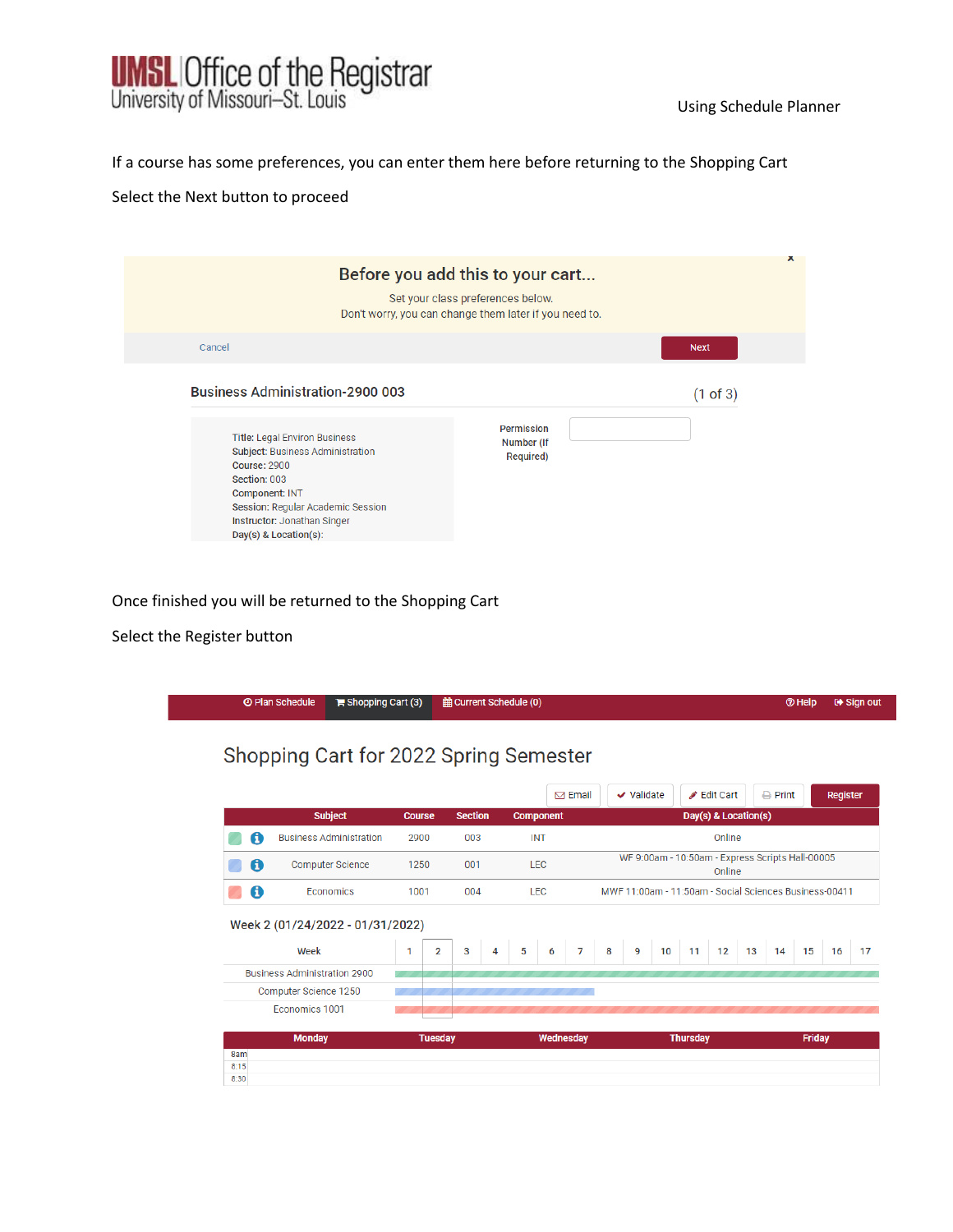If a course has some preferences, you can enter them here before returning to the Shopping Cart

Select the Next button to proceed

**Before you add this to your cart...**

Set your class preferences below.
Don't worry, you can change them later if you need to.

Cancel | Next

**Business Administration-2900 003** (1 of 3)

Title: Legal Environ Business
Subject: Business Administration
Course: 2900
Section: 003
Component: INT
Session: Regular Academic Session
Instructor: Jonathan Singer
Day(s) & Location(s):

Permission Number (If Required)

Once finished you will be returned to the Shopping Cart

Select the Register button

Plan Schedule | Shopping Cart (3) | Current Schedule (0) | Help | Sign out

## Shopping Cart for 2022 Spring Semester

Email | Validate | Edit Cart | Print | Register

| Subject | Course | Section | Component | Day(s) & Location(s) |
|---|---|---|---|---|
| Business Administration | 2900 | 003 | INT | Online |
| Computer Science | 1250 | 001 | LEC | WF 9:00am - 10:50am - Express Scripts Hall-00005 Online |
| Economics | 1001 | 004 | LEC | MWF 11:00am - 11:50am - Social Sciences Business-00411 |

Week 2 (01/24/2022 - 01/31/2022)

| Week | 1 | 2 | 3 | 4 | 5 | 6 | 7 | 8 | 9 | 10 | 11 | 12 | 13 | 14 | 15 | 16 | 17 |
|---|---|---|---|---|---|---|---|---|---|---|---|---|---|---|---|---|---|
| Business Administration 2900 | | | | | | | | | | | | | | | | | |
| Computer Science 1250 | | | | | | | | | | | | | | | | | |
| Economics 1001 | | | | | | | | | | | | | | | | | |

| | Monday | Tuesday | Wednesday | Thursday | Friday |
|---|---|---|---|---|---|
| 8am | | | | | |
| 8:15 | | | | | |
| 8:30 | | | | | |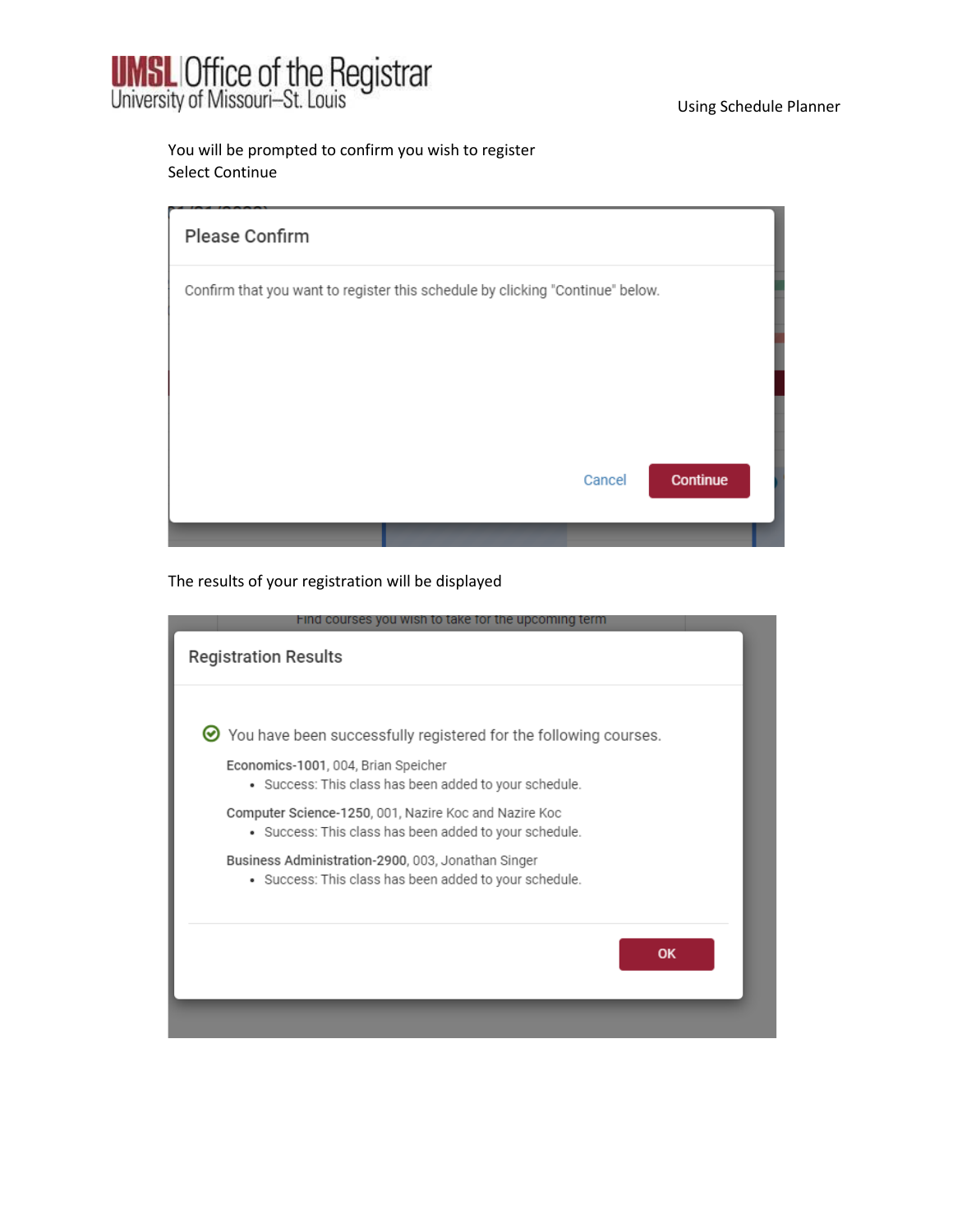You will be prompted to confirm you wish to register
Select Continue

**Please Confirm**

Confirm that you want to register this schedule by clicking "Continue" below.

Cancel | Continue

The results of your registration will be displayed

**Registration Results**

You have been successfully registered for the following courses.

**Economics-1001**, 004, Brian Speicher

- Success: This class has been added to your schedule.

**Computer Science-1250**, 001, Nazire Koc and Nazire Koc

- Success: This class has been added to your schedule.

**Business Administration-2900**, 003, Jonathan Singer

- Success: This class has been added to your schedule.

OK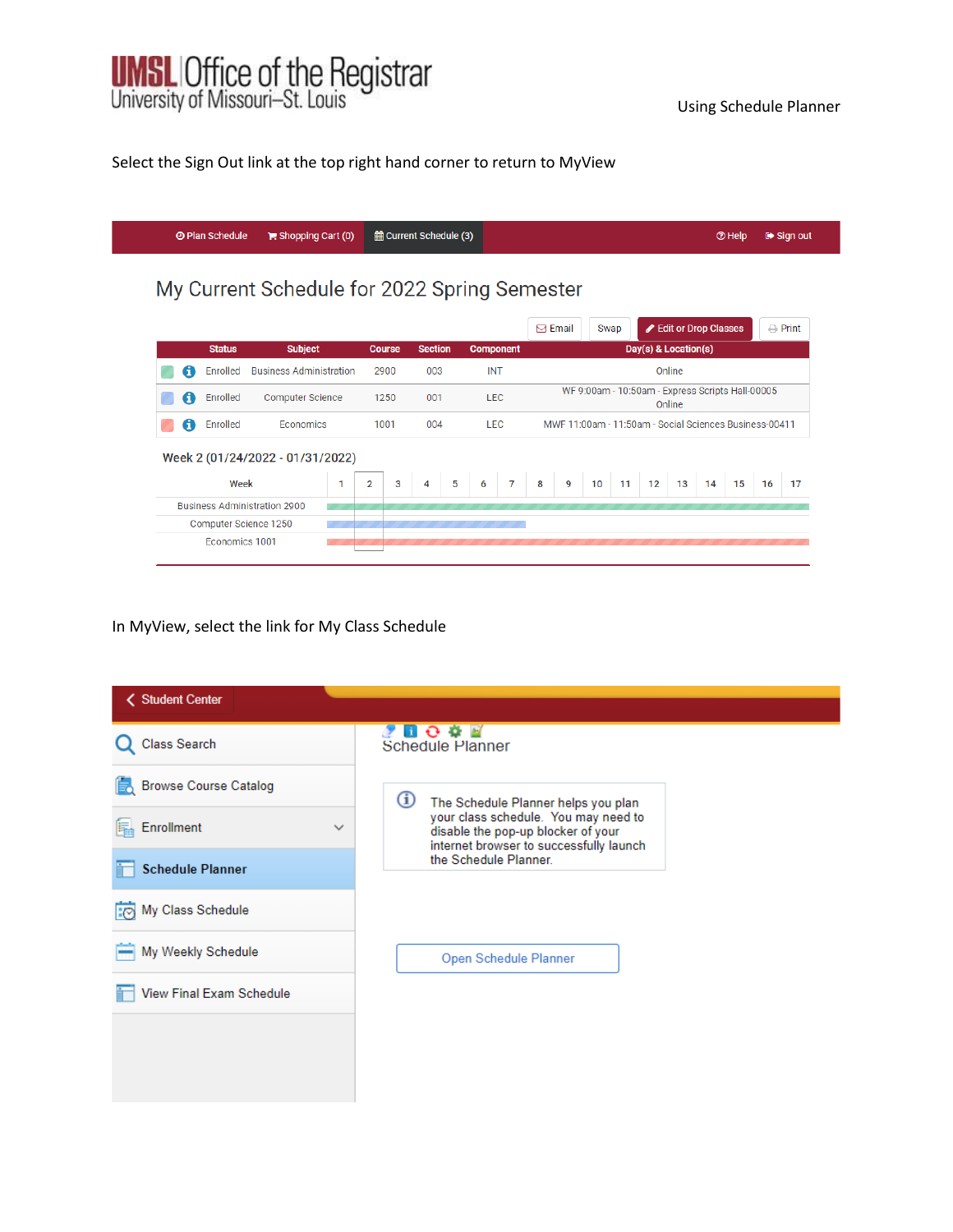Select the Sign Out link at the top right hand corner to return to MyView

Plan Schedule | Shopping Cart (0) | Current Schedule (3) | Help | Sign out

## My Current Schedule for 2022 Spring Semester

Email | Swap | Edit or Drop Classes | Print

| Status | Subject | Course | Section | Component | Day(s) & Location(s) |
|---|---|---|---|---|---|
| Enrolled | Business Administration | 2900 | 003 | INT | Online |
| Enrolled | Computer Science | 1250 | 001 | LEC | WF 9:00am - 10:50am - Express Scripts Hall-00005 Online |
| Enrolled | Economics | 1001 | 004 | LEC | MWF 11:00am - 11:50am - Social Sciences Business-00411 |

Week 2 (01/24/2022 - 01/31/2022)

| Week | 1 | 2 | 3 | 4 | 5 | 6 | 7 | 8 | 9 | 10 | 11 | 12 | 13 | 14 | 15 | 16 | 17 |
|---|---|---|---|---|---|---|---|---|---|---|---|---|---|---|---|---|---|
| Business Administration 2900 | | | | | | | | | | | | | | | | | |
| Computer Science 1250 | | | | | | | | | | | | | | | | | |
| Economics 1001 | | | | | | | | | | | | | | | | | |

In MyView, select the link for My Class Schedule

Student Center

- Class Search
- Browse Course Catalog
- Enrollment
- **Schedule Planner**
- My Class Schedule
- My Weekly Schedule
- View Final Exam Schedule

Schedule Planner

The Schedule Planner helps you plan your class schedule. You may need to disable the pop-up blocker of your internet browser to successfully launch the Schedule Planner.

Open Schedule Planner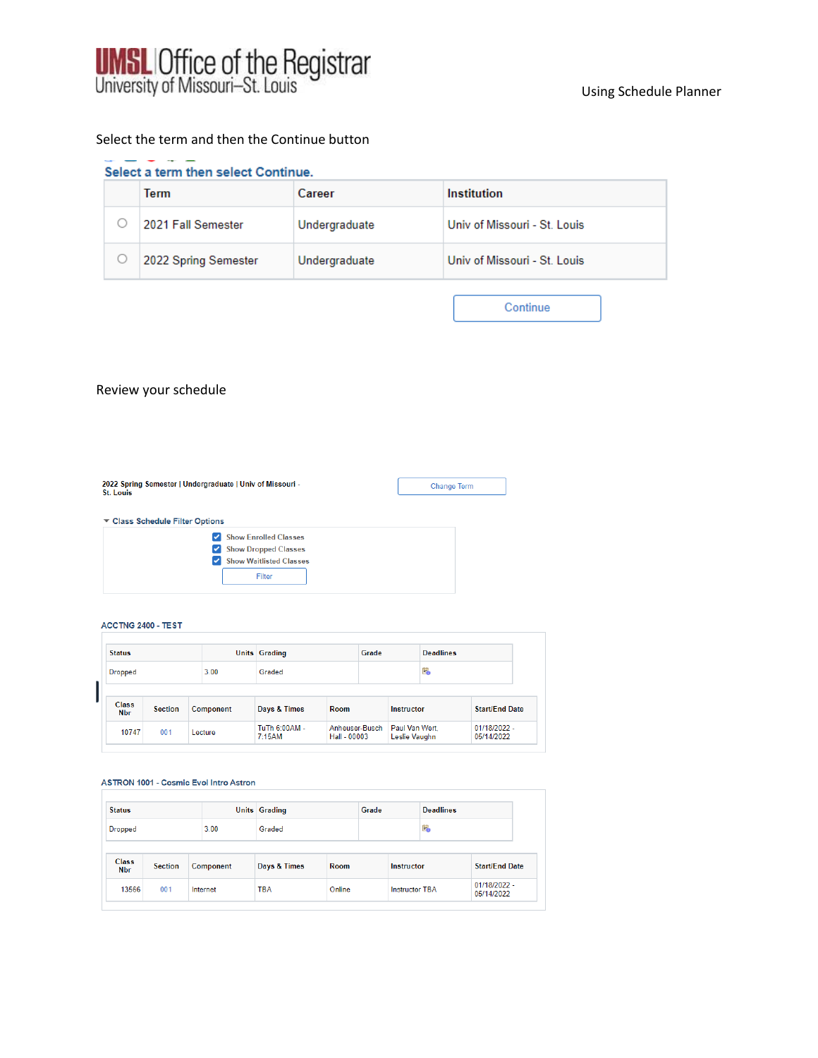Select the term and then the Continue button

**Select a term then select Continue.**

| | Term | Career | Institution |
|---|---|---|---|
| ○ | 2021 Fall Semester | Undergraduate | Univ of Missouri - St. Louis |
| ○ | 2022 Spring Semester | Undergraduate | Univ of Missouri - St. Louis |

Continue

Review your schedule

**2022 Spring Semester | Undergraduate | Univ of Missouri - St. Louis**

Change Term

▼ Class Schedule Filter Options

- ☑ Show Enrolled Classes
- ☑ Show Dropped Classes
- ☑ Show Waitlisted Classes

Filter

**ACCTNG 2400 - TEST**

| Status | Units | Grading | Grade | Deadlines |
|---|---|---|---|---|
| Dropped | 3.00 | Graded | | |

| Class Nbr | Section | Component | Days & Times | Room | Instructor | Start/End Date |
|---|---|---|---|---|---|---|
| 10747 | 001 | Lecture | TuTh 6:00AM - 7:15AM | Anheuser-Busch Hall - 00003 | Paul Van Wert, Leslie Vaughn | 01/18/2022 - 05/14/2022 |

**ASTRON 1001 - Cosmic Evol Intro Astron**

| Status | Units | Grading | Grade | Deadlines |
|---|---|---|---|---|
| Dropped | 3.00 | Graded | | |

| Class Nbr | Section | Component | Days & Times | Room | Instructor | Start/End Date |
|---|---|---|---|---|---|---|
| 13566 | 001 | Internet | TBA | Online | Instructor TBA | 01/18/2022 - 05/14/2022 |